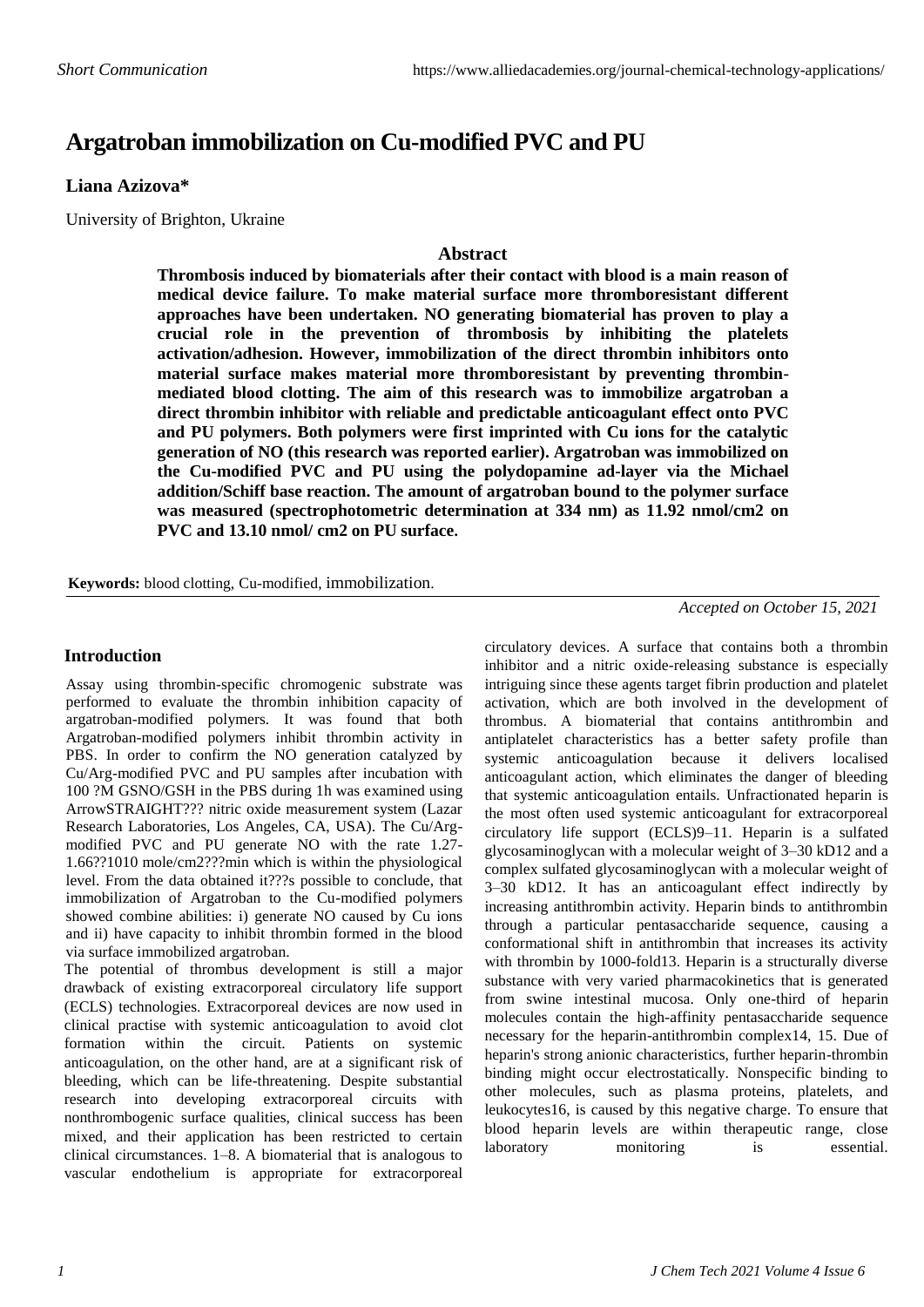*Short Communication*

# Argatroban immobilization on Cu-modified PVC and PU

**Liana Azizova***

University of Brighton, Ukraine

## Abstract

**Thrombosis induced by biomaterials after their contact with blood is a main reason of medical device failure. To make material surface more thromboresistant different approaches have been undertaken. NO generating biomaterial has proven to play a crucial role in the prevention of thrombosis by inhibiting the platelets activation/adhesion. However, immobilization of the direct thrombin inhibitors onto material surface makes material more thromboresistant by preventing thrombin-mediated blood clotting. The aim of this research was to immobilize argatroban a direct thrombin inhibitor with reliable and predictable anticoagulant effect onto PVC and PU polymers. Both polymers were first imprinted with Cu ions for the catalytic generation of NO (this research was reported earlier). Argatroban was immobilized on the Cu-modified PVC and PU using the polydopamine ad-layer via the Michael addition/Schiff base reaction. The amount of argatroban bound to the polymer surface was measured (spectrophotometric determination at 334 nm) as 11.92 nmol/cm2 on PVC and 13.10 nmol/ cm2 on PU surface.**

**Keywords:** blood clotting, Cu-modified, immobilization.

*Accepted on October 15, 2021*

## Introduction

Assay using thrombin-specific chromogenic substrate was performed to evaluate the thrombin inhibition capacity of argatroban-modified polymers. It was found that both Argatroban-modified polymers inhibit thrombin activity in PBS. In order to confirm the NO generation catalyzed by Cu/Arg-modified PVC and PU samples after incubation with 100 ?M GSNO/GSH in the PBS during 1h was examined using ArrowSTRAIGHT??? nitric oxide measurement system (Lazar Research Laboratories, Los Angeles, CA, USA). The Cu/Arg-modified PVC and PU generate NO with the rate 1.27-1.66??1010 mole/cm2???min which is within the physiological level. From the data obtained it???s possible to conclude, that immobilization of Argatroban to the Cu-modified polymers showed combine abilities: i) generate NO caused by Cu ions and ii) have capacity to inhibit thrombin formed in the blood via surface immobilized argatroban.

The potential of thrombus development is still a major drawback of existing extracorporeal circulatory life support (ECLS) technologies. Extracorporeal devices are now used in clinical practise with systemic anticoagulation to avoid clot formation within the circuit. Patients on systemic anticoagulation, on the other hand, are at a significant risk of bleeding, which can be life-threatening. Despite substantial research into developing extracorporeal circuits with nonthrombogenic surface qualities, clinical success has been mixed, and their application has been restricted to certain clinical circumstances. 1–8. A biomaterial that is analogous to vascular endothelium is appropriate for extracorporeal circulatory devices. A surface that contains both a thrombin inhibitor and a nitric oxide-releasing substance is especially intriguing since these agents target fibrin production and platelet activation, which are both involved in the development of thrombus. A biomaterial that contains antithrombin and antiplatelet characteristics has a better safety profile than systemic anticoagulation because it delivers localised anticoagulant action, which eliminates the danger of bleeding that systemic anticoagulation entails. Unfractionated heparin is the most often used systemic anticoagulant for extracorporeal circulatory life support (ECLS)9–11. Heparin is a sulfated glycosaminoglycan with a molecular weight of 3–30 kD12 and a complex sulfated glycosaminoglycan with a molecular weight of 3–30 kD12. It has an anticoagulant effect indirectly by increasing antithrombin activity. Heparin binds to antithrombin through a particular pentasaccharide sequence, causing a conformational shift in antithrombin that increases its activity with thrombin by 1000-fold13. Heparin is a structurally diverse substance with very varied pharmacokinetics that is generated from swine intestinal mucosa. Only one-third of heparin molecules contain the high-affinity pentasaccharide sequence necessary for the heparin-antithrombin complex14, 15. Due of heparin's strong anionic characteristics, further heparin-thrombin binding might occur electrostatically. Nonspecific binding to other molecules, such as plasma proteins, platelets, and leukocytes16, is caused by this negative charge. To ensure that blood heparin levels are within therapeutic range, close laboratory monitoring is essential.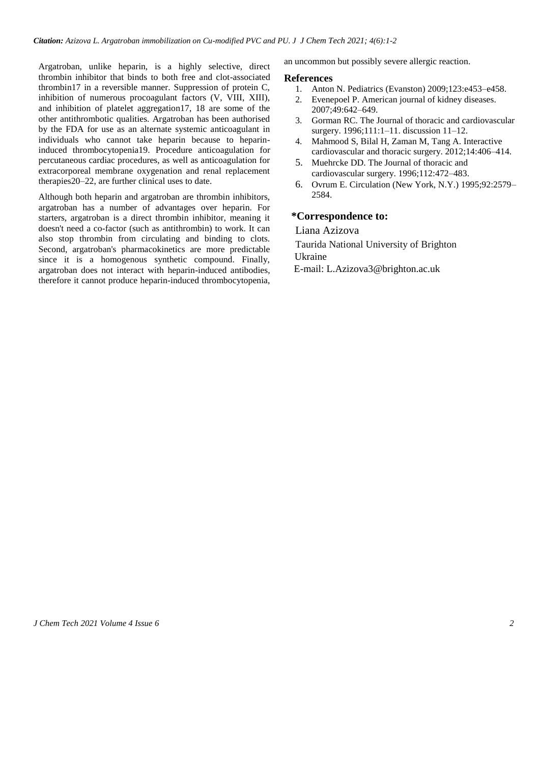Argatroban, unlike heparin, is a highly selective, direct thrombin inhibitor that binds to both free and clot-associated thrombin[17] in a reversible manner. Suppression of protein C, inhibition of numerous procoagulant factors (V, VIII, XIII), and inhibition of platelet aggregation[17, 18] are some of the other antithrombotic qualities. Argatroban has been authorised by the FDA for use as an alternate systemic anticoagulant in individuals who cannot take heparin because to heparin-induced thrombocytopenia[19]. Procedure anticoagulation for percutaneous cardiac procedures, as well as anticoagulation for extracorporeal membrane oxygenation and renal replacement therapies[20–22], are further clinical uses to date.

Although both heparin and argatroban are thrombin inhibitors, argatroban has a number of advantages over heparin. For starters, argatroban is a direct thrombin inhibitor, meaning it doesn't need a co-factor (such as antithrombin) to work. It can also stop thrombin from circulating and binding to clots. Second, argatroban's pharmacokinetics are more predictable since it is a homogenous synthetic compound. Finally, argatroban does not interact with heparin-induced antibodies, therefore it cannot produce heparin-induced thrombocytopenia, an uncommon but possibly severe allergic reaction.

## References

1. Anton N. Pediatrics (Evanston) 2009;123:e453–e458.
2. Evenepoel P. American journal of kidney diseases. 2007;49:642–649.
3. Gorman RC. The Journal of thoracic and cardiovascular surgery. 1996;111:1–11. discussion 11–12.
4. Mahmood S, Bilal H, Zaman M, Tang A. Interactive cardiovascular and thoracic surgery. 2012;14:406–414.
5. Muehrcke DD. The Journal of thoracic and cardiovascular surgery. 1996;112:472–483.
6. Ovrum E. Circulation (New York, N.Y.) 1995;92:2579–2584.

**\*Correspondence to:**

Liana Azizova

Taurida National University of Brighton

Ukraine

E-mail: L.Azizova3@brighton.ac.uk